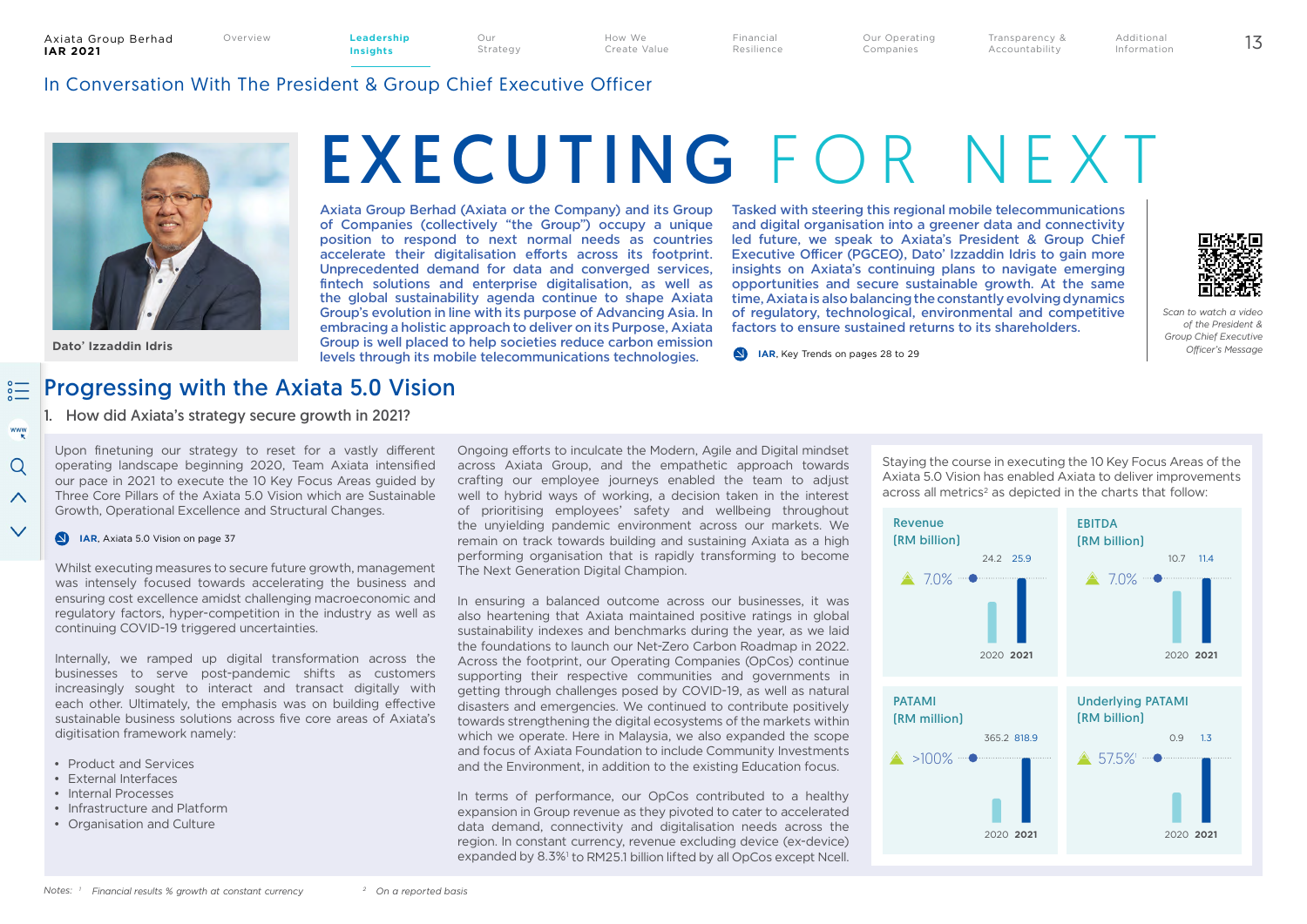In Conversation With The President & Group Chief Executive Officer

# EXECUTING FOR NEXT

Dato' Izzaddin Idris

Axiata Group Berhad (Axiata or the Company) and its Group of Companies (collectively "the Group") occupy a unique position to respond to next normal needs as countries accelerate their digitalisation efforts across its footprint. Unprecedented demand for data and converged services, fintech solutions and enterprise digitalisation, as well as the global sustainability agenda continue to shape Axiata Group's evolution in line with its purpose of Advancing Asia. In embracing a holistic approach to deliver on its Purpose, Axiata Group is well placed to help societies reduce carbon emission levels through its mobile telecommunications technologies.

Tasked with steering this regional mobile telecommunications and digital organisation into a greener data and connectivity led future, we speak to Axiata's President & Group Chief Executive Officer (PGCEO), Dato' Izzaddin Idris to gain more insights on Axiata's continuing plans to navigate emerging opportunities and secure sustainable growth. At the same time, Axiata is also balancing the constantly evolving dynamics of regulatory, technological, environmental and competitive factors to ensure sustained returns to its shareholders.

**IAR.** Key Trends on pages 28 to 29

*Scan to watch a video of the President & Group Chief Executive Officer's Message*

## Progressing with the Axiata 5.0 Vision

### 1. How did Axiata's strategy secure growth in 2021?

Upon finetuning our strategy to reset for a vastly different operating landscape beginning 2020, Team Axiata intensified our pace in 2021 to execute the 10 Key Focus Areas guided by Three Core Pillars of the Axiata 5.0 Vision which are Sustainable Growth, Operational Excellence and Structural Changes.

**IAR.** Axiata 5.0 Vision on page 37

Whilst executing measures to secure future growth, management was intensely focused towards accelerating the business and ensuring cost excellence amidst challenging macroeconomic and regulatory factors, hyper-competition in the industry as well as continuing COVID-19 triggered uncertainties.

Internally, we ramped up digital transformation across the businesses to serve post-pandemic shifts as customers increasingly sought to interact and transact digitally with each other. Ultimately, the emphasis was on building effective sustainable business solutions across five core areas of Axiata's digitisation framework namely:

- Product and Services
- External Interfaces
- Internal Processes
- Infrastructure and Platform
- Organisation and Culture

Ongoing efforts to inculcate the Modern, Agile and Digital mindset across Axiata Group, and the empathetic approach taken in crafting our employee journeys enabled the team to adjust well to hybrid ways of working, a decision taken in the interest of prioritising employees' safety and wellbeing throughout the unyielding pandemic environment across our markets. We remain on track towards building and sustaining Axiata as a high performing organisation that is rapidly transforming to become The Next Generation Digital Champion.

In ensuring a balanced outcome across our businesses, it was also heartening that Axiata maintained positive ratings in global sustainability indexes and benchmarks during the year, as we laid the foundations to launch our Net-Zero Carbon Roadmap in 2022. Across the footprint, our Operating Companies (OpCos) continue supporting their respective communities and governments in getting through challenges posed by COVID-19, as well as natural disasters and emergencies. We continued to contribute positively towards strengthening the digital ecosystems of the markets within which we operate. Here in Malaysia, we also expanded the scope and focus of Axiata Foundation to include Community Investments and the Environment, in addition to the existing Education focus.

In terms of performance, our OpCos contributed to a healthy expansion in Group revenue as they pivoted to cater to accelerated data demand, connectivity and digitalisation needs across the region. In constant currency, revenue excluding device (ex-device) expanded by 8.3%[1] to RM25.1 billion lifted by all OpCos except Ncell.

Staying the course in executing the 10 Key Focus Areas of the Axiata 5.0 Vision has enabled Axiata to deliver improvements across all metrics[2] as depicted in the charts that follow:

| Metric | Growth | 2020 | 2021 |
|---|---|---|---|
| Revenue [RM billion] | ▲ 7.0% | 24.2 | 25.9 |
| EBITDA [RM billion] | ▲ 7.0% | 10.7 | 11.4 |
| PATAMI [RM million] | ▲ >100% | 365.2 | 818.9 |
| Underlying PATAMI [RM billion] | ▲ 57.5%[1] | 0.9 | 1.3 |

Notes: [1] *Financial results % growth at constant currency* [2] *On a reported basis*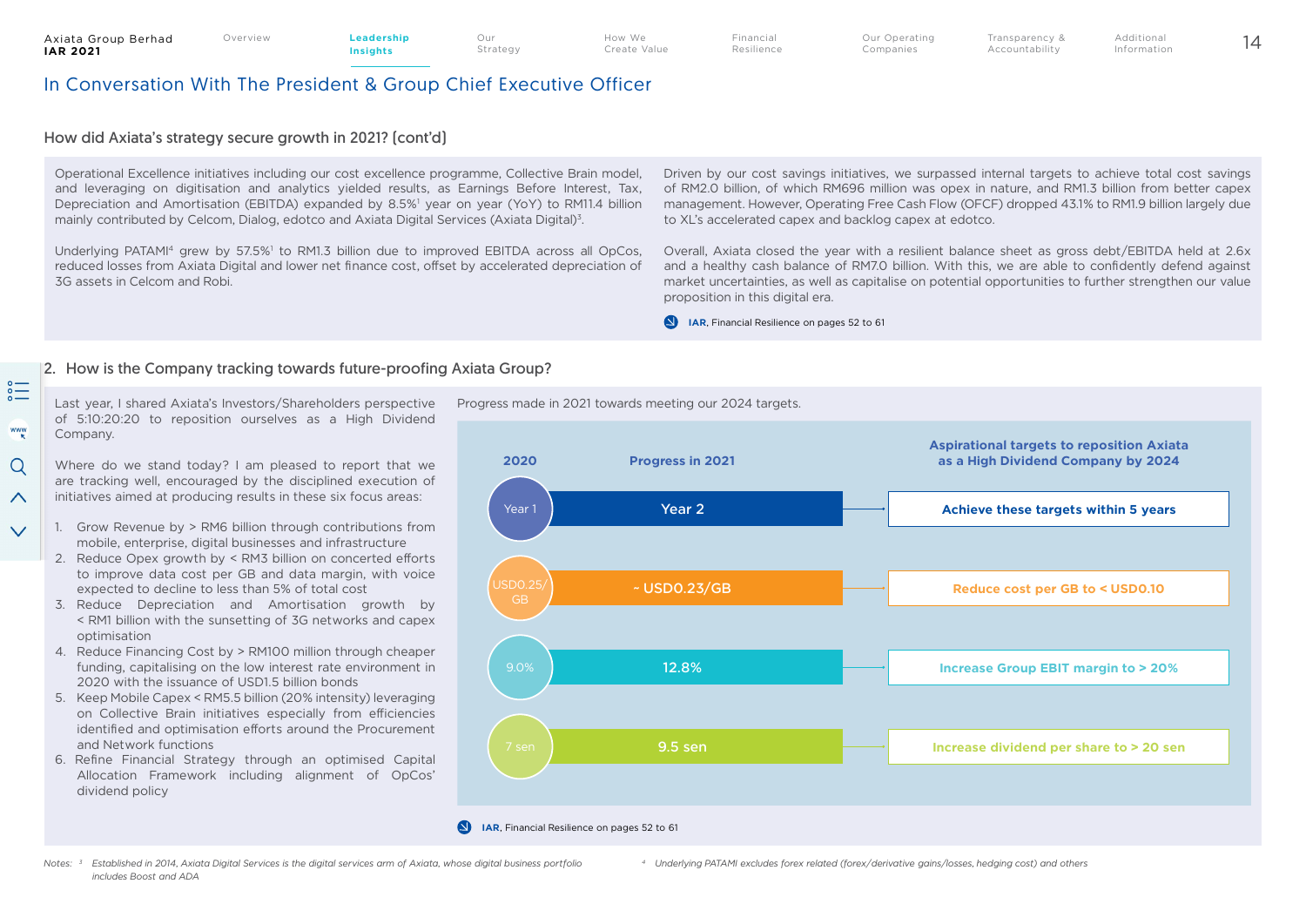## In Conversation With The President & Group Chief Executive Officer

### How did Axiata's strategy secure growth in 2021? (cont'd)

Operational Excellence initiatives including our cost excellence programme, Collective Brain model, and leveraging on digitisation and analytics yielded results, as Earnings Before Interest, Tax, Depreciation and Amortisation (EBITDA) expanded by 8.5%[1] year on year (YoY) to RM11.4 billion mainly contributed by Celcom, Dialog, edotco and Axiata Digital Services (Axiata Digital)[3].

Underlying PATAMI[4] grew by 57.5%[1] to RM1.3 billion due to improved EBITDA across all OpCos, reduced losses from Axiata Digital and lower net finance cost, offset by accelerated depreciation of 3G assets in Celcom and Robi.

Driven by our cost savings initiatives, we surpassed internal targets to achieve total cost savings of RM2.0 billion, of which RM696 million was opex in nature, and RM1.3 billion from better capex management. However, Operating Free Cash Flow (OFCF) dropped 43.1% to RM1.9 billion largely due to XL's accelerated capex and backlog capex at edotco.

Overall, Axiata closed the year with a resilient balance sheet as gross debt/EBITDA held at 2.6x and a healthy cash balance of RM7.0 billion. With this, we are able to confidently defend against market uncertainties, as well as capitalise on potential opportunities to further strengthen our value proposition in this digital era.

**IAR**, Financial Resilience on pages 52 to 61

### 2. How is the Company tracking towards future-proofing Axiata Group?

Last year, I shared Axiata's Investors/Shareholders perspective of 5:10:20:20 to reposition ourselves as a High Dividend Company.

Where do we stand today? I am pleased to report that we are tracking well, encouraged by the disciplined execution of initiatives aimed at producing results in these six focus areas:

1. Grow Revenue by > RM6 billion through contributions from mobile, enterprise, digital businesses and infrastructure
2. Reduce Opex growth by < RM3 billion on concerted efforts to improve data cost per GB and data margin, with voice expected to decline to less than 5% of total cost
3. Reduce Depreciation and Amortisation growth by < RM1 billion with the sunsetting of 3G networks and capex optimisation
4. Reduce Financing Cost by > RM100 million through cheaper funding, capitalising on the low interest rate environment in 2020 with the issuance of USD1.5 billion bonds
5. Keep Mobile Capex < RM5.5 billion (20% intensity) leveraging on Collective Brain initiatives especially from efficiencies identified and optimisation efforts around the Procurement and Network functions
6. Refine Financial Strategy through an optimised Capital Allocation Framework including alignment of OpCos' dividend policy

Progress made in 2021 towards meeting our 2024 targets.

| 2020 | Progress in 2021 | Aspirational targets to reposition Axiata as a High Dividend Company by 2024 |
| --- | --- | --- |
| Year 1 | Year 2 | Achieve these targets within 5 years |
| USD0.25/GB | ~ USD0.23/GB | Reduce cost per GB to < USD0.10 |
| 9.0% | 12.8% | Increase Group EBIT margin to > 20% |
| 7 sen | 9.5 sen | Increase dividend per share to > 20 sen |

**IAR**, Financial Resilience on pages 52 to 61

Notes: [3] Established in 2014, Axiata Digital Services is the digital services arm of Axiata, whose digital business portfolio includes Boost and ADA

[4] Underlying PATAMI excludes forex related (forex/derivative gains/losses, hedging cost) and others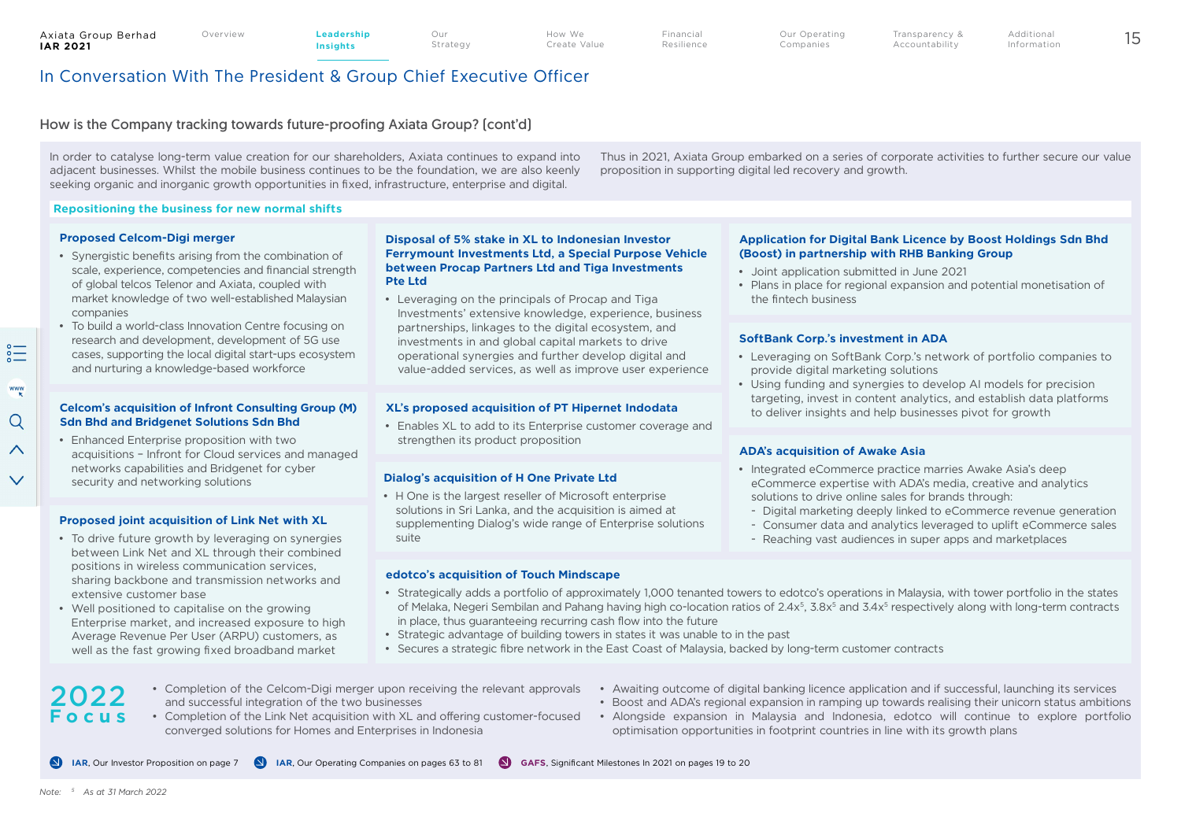# In Conversation With The President & Group Chief Executive Officer

## How is the Company tracking towards future-proofing Axiata Group? (cont'd)

In order to catalyse long-term value creation for our shareholders, Axiata continues to expand into adjacent businesses. Whilst the mobile business continues to be the foundation, we are also keenly seeking organic and inorganic growth opportunities in fixed, infrastructure, enterprise and digital.

Thus in 2021, Axiata Group embarked on a series of corporate activities to further secure our value proposition in supporting digital led recovery and growth.

### Repositioning the business for new normal shifts

**Proposed Celcom-Digi merger**

- Synergistic benefits arising from the combination of scale, experience, competencies and financial strength of global telcos Telenor and Axiata, coupled with market knowledge of two well-established Malaysian companies
- To build a world-class Innovation Centre focusing on research and development, development of 5G use cases, supporting the local digital start-ups ecosystem and nurturing a knowledge-based workforce

**Celcom's acquisition of Infront Consulting Group (M) Sdn Bhd and Bridgenet Solutions Sdn Bhd**

- Enhanced Enterprise proposition with two acquisitions – Infront for Cloud services and managed networks capabilities and Bridgenet for cyber security and networking solutions

**Proposed joint acquisition of Link Net with XL**

- To drive future growth by leveraging on synergies between Link Net and XL through their combined positions in wireless communication services, sharing backbone and transmission networks and extensive customer base
- Well positioned to capitalise on the growing Enterprise market, and increased exposure to high Average Revenue Per User (ARPU) customers, as well as the fast growing fixed broadband market

**Disposal of 5% stake in XL to Indonesian Investor Ferrymount Investments Ltd, a Special Purpose Vehicle between Procap Partners Ltd and Tiga Investments Pte Ltd**

- Leveraging on the principals of Procap and Tiga Investments' extensive knowledge, experience, business partnerships, linkages to the digital ecosystem, and investments in and global capital markets to drive operational synergies and further develop digital and value-added services, as well as improve user experience

**XL's proposed acquisition of PT Hipernet Indodata**

- Enables XL to add to its Enterprise customer coverage and strengthen its product proposition

**Dialog's acquisition of H One Private Ltd**

- H One is the largest reseller of Microsoft enterprise solutions in Sri Lanka, and the acquisition is aimed at supplementing Dialog's wide range of Enterprise solutions suite

**Application for Digital Bank Licence by Boost Holdings Sdn Bhd (Boost) in partnership with RHB Banking Group**

- Joint application submitted in June 2021
- Plans in place for regional expansion and potential monetisation of the fintech business

**SoftBank Corp.'s investment in ADA**

- Leveraging on SoftBank Corp.'s network of portfolio companies to provide digital marketing solutions
- Using funding and synergies to develop AI models for precision targeting, invest in content analytics, and establish data platforms to deliver insights and help businesses pivot for growth

**ADA's acquisition of Awake Asia**

- Integrated eCommerce practice marries Awake Asia's deep eCommerce expertise with ADA's media, creative and analytics solutions to drive online sales for brands through:
  - Digital marketing deeply linked to eCommerce revenue generation
  - Consumer data and analytics leveraged to uplift eCommerce sales
  - Reaching vast audiences in super apps and marketplaces

**edotco's acquisition of Touch Mindscape**

- Strategically adds a portfolio of approximately 1,000 tenanted towers to edotco's operations in Malaysia, with tower portfolio in the states of Melaka, Negeri Sembilan and Pahang having high co-location ratios of 2.4x[5], 3.8x[5] and 3.4x[5] respectively along with long-term contracts in place, thus guaranteeing recurring cash flow into the future
- Strategic advantage of building towers in states it was unable to in the past
- Secures a strategic fibre network in the East Coast of Malaysia, backed by long-term customer contracts

### 2022 Focus

- Completion of the Celcom-Digi merger upon receiving the relevant approvals and successful integration of the two businesses
- Completion of the Link Net acquisition with XL and offering customer-focused converged solutions for Homes and Enterprises in Indonesia
- Awaiting outcome of digital banking licence application and if successful, launching its services
- Boost and ADA's regional expansion in ramping up towards realising their unicorn status ambitions
- Alongside expansion in Malaysia and Indonesia, edotco will continue to explore portfolio optimisation opportunities in footprint countries in line with its growth plans

**IAR**, Our Investor Proposition on page 7 | **IAR**, Our Operating Companies on pages 63 to 81 | **GAFS**, Significant Milestones In 2021 on pages 19 to 20

*Note: [5] As at 31 March 2022*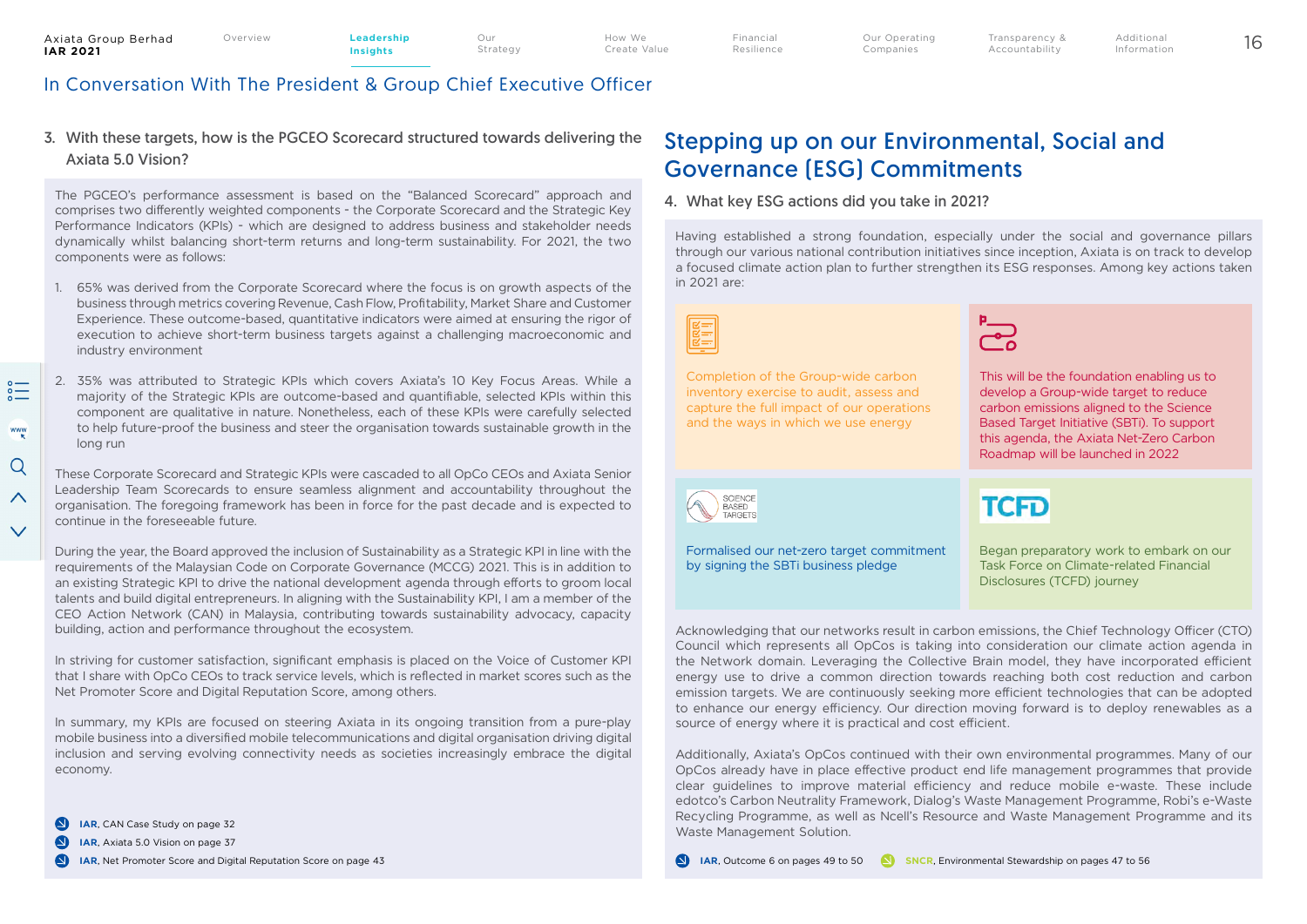## In Conversation With The President & Group Chief Executive Officer

### 3. With these targets, how is the PGCEO Scorecard structured towards delivering the Axiata 5.0 Vision?

The PGCEO's performance assessment is based on the "Balanced Scorecard" approach and comprises two differently weighted components - the Corporate Scorecard and the Strategic Key Performance Indicators (KPIs) - which are designed to address business and stakeholder needs dynamically whilst balancing short-term returns and long-term sustainability. For 2021, the two components were as follows:

1. 65% was derived from the Corporate Scorecard where the focus is on growth aspects of the business through metrics covering Revenue, Cash Flow, Profitability, Market Share and Customer Experience. These outcome-based, quantitative indicators were aimed at ensuring the rigor of execution to achieve short-term business targets against a challenging macroeconomic and industry environment
2. 35% was attributed to Strategic KPIs which covers Axiata's 10 Key Focus Areas. While a majority of the Strategic KPIs are outcome-based and quantifiable, selected KPIs within this component are qualitative in nature. Nonetheless, each of these KPIs were carefully selected to help future-proof the business and steer the organisation towards sustainable growth in the long run

These Corporate Scorecard and Strategic KPIs were cascaded to all OpCo CEOs and Axiata Senior Leadership Team Scorecards to ensure seamless alignment and accountability throughout the organisation. The foregoing framework has been in force for the past decade and is expected to continue in the foreseeable future.

During the year, the Board approved the inclusion of Sustainability as a Strategic KPI in line with the requirements of the Malaysian Code on Corporate Governance (MCCG) 2021. This is in addition to an existing Strategic KPI to drive the national development agenda through efforts to groom local talents and build digital entrepreneurs. In aligning with the Sustainability KPI, I am a member of the CEO Action Network (CAN) in Malaysia, contributing towards sustainability advocacy, capacity building, action and performance throughout the ecosystem.

In striving for customer satisfaction, significant emphasis is placed on the Voice of Customer KPI that I share with OpCo CEOs to track service levels, which is reflected in market scores such as the Net Promoter Score and Digital Reputation Score, among others.

In summary, my KPIs are focused on steering Axiata in its ongoing transition from a pure-play mobile business into a diversified mobile telecommunications and digital organisation driving digital inclusion and serving evolving connectivity needs as societies increasingly embrace the digital economy.

- **IAR**, CAN Case Study on page 32
- **IAR**, Axiata 5.0 Vision on page 37
- **IAR**, Net Promoter Score and Digital Reputation Score on page 43

## Stepping up on our Environmental, Social and Governance (ESG) Commitments

### 4. What key ESG actions did you take in 2021?

Having established a strong foundation, especially under the social and governance pillars through our various national contribution initiatives since inception, Axiata is on track to develop a focused climate action plan to further strengthen its ESG responses. Among key actions taken in 2021 are:

- Completion of the Group-wide carbon inventory exercise to audit, assess and capture the full impact of our operations and the ways in which we use energy
- This will be the foundation enabling us to develop a Group-wide target to reduce carbon emissions aligned to the Science Based Target Initiative (SBTi). To support this agenda, the Axiata Net-Zero Carbon Roadmap will be launched in 2022
- Formalised our net-zero target commitment by signing the SBTi business pledge
- Began preparatory work to embark on our Task Force on Climate-related Financial Disclosures (TCFD) journey

Acknowledging that our networks result in carbon emissions, the Chief Technology Officer (CTO) Council which represents all OpCos is taking into consideration our climate action agenda in the Network domain. Leveraging the Collective Brain model, they have incorporated efficient energy use to drive a common direction towards reaching both cost reduction and carbon emission targets. We are continuously seeking more efficient technologies that can be adopted to enhance our energy efficiency. Our direction moving forward is to deploy renewables as a source of energy where it is practical and cost efficient.

Additionally, Axiata's OpCos continued with their own environmental programmes. Many of our OpCos already have in place effective product end life management programmes that provide clear guidelines to improve material efficiency and reduce mobile e-waste. These include edotco's Carbon Neutrality Framework, Dialog's Waste Management Programme, Robi's e-Waste Recycling Programme, as well as Ncell's Resource and Waste Management Programme and its Waste Management Solution.

- **IAR**, Outcome 6 on pages 49 to 50
- **SNCR**, Environmental Stewardship on pages 47 to 56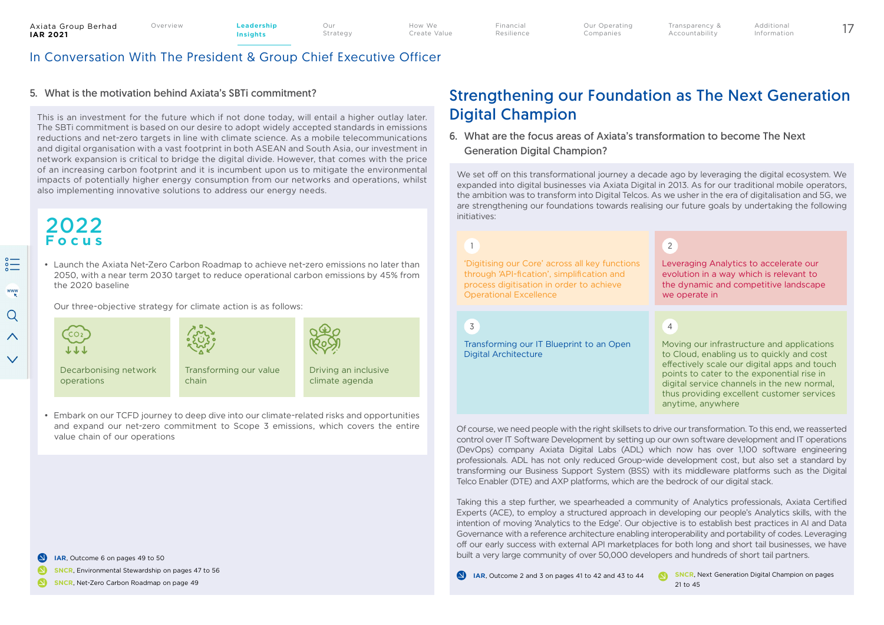## In Conversation With The President & Group Chief Executive Officer

### 5. What is the motivation behind Axiata's SBTi commitment?

This is an investment for the future which if not done today, will entail a higher outlay later. The SBTi commitment is based on our desire to adopt widely accepted standards in emissions reductions and net-zero targets in line with climate science. As a mobile telecommunications and digital organisation with a vast footprint in both ASEAN and South Asia, our investment in network expansion is critical to bridge the digital divide. However, that comes with the price of an increasing carbon footprint and it is incumbent upon us to mitigate the environmental impacts of potentially higher energy consumption from our networks and operations, whilst also implementing innovative solutions to address our energy needs.

#### 2022 Focus

- Launch the Axiata Net-Zero Carbon Roadmap to achieve net-zero emissions no later than 2050, with a near term 2030 target to reduce operational carbon emissions by 45% from the 2020 baseline

  Our three-objective strategy for climate action is as follows:

  - Decarbonising network operations
  - Transforming our value chain
  - Driving an inclusive climate agenda

- Embark on our TCFD journey to deep dive into our climate-related risks and opportunities and expand our net-zero commitment to Scope 3 emissions, which covers the entire value chain of our operations

**IAR**, Outcome 6 on pages 49 to 50

**SNCR**, Environmental Stewardship on pages 47 to 56

**SNCR**, Net-Zero Carbon Roadmap on page 49

## Strengthening our Foundation as The Next Generation Digital Champion

### 6. What are the focus areas of Axiata's transformation to become The Next Generation Digital Champion?

We set off on this transformational journey a decade ago by leveraging the digital ecosystem. We expanded into digital businesses via Axiata Digital in 2013. As for our traditional mobile operators, the ambition was to transform into Digital Telcos. As we usher in the era of digitalisation and 5G, we are strengthening our foundations towards realising our future goals by undertaking the following initiatives:

1. 'Digitising our Core' across all key functions through 'API-fication', simplification and process digitisation in order to achieve Operational Excellence
2. Leveraging Analytics to accelerate our evolution in a way which is relevant to the dynamic and competitive landscape we operate in
3. Transforming our IT Blueprint to an Open Digital Architecture
4. Moving our infrastructure and applications to Cloud, enabling us to quickly and cost effectively scale our digital apps and touch points to cater to the exponential rise in digital service channels in the new normal, thus providing excellent customer services anytime, anywhere

Of course, we need people with the right skillsets to drive our transformation. To this end, we reasserted control over IT Software Development by setting up our own software development and IT operations (DevOps) company Axiata Digital Labs (ADL) which now has over 1,100 software engineering professionals. ADL has not only reduced Group-wide development cost, but also set a standard by transforming our Business Support System (BSS) with its middleware platforms such as the Digital Telco Enabler (DTE) and AXP platforms, which are the bedrock of our digital stack.

Taking this a step further, we spearheaded a community of Analytics professionals, Axiata Certified Experts (ACE), to employ a structured approach in developing our people's Analytics skills, with the intention of moving 'Analytics to the Edge'. Our objective is to establish best practices in AI and Data Governance with a reference architecture enabling interoperability and portability of codes. Leveraging off our early success with external API marketplaces for both long and short tail businesses, we have built a very large community of over 50,000 developers and hundreds of short tail partners.

**IAR**, Outcome 2 and 3 on pages 41 to 42 and 43 to 44

**SNCR**, Next Generation Digital Champion on pages 21 to 45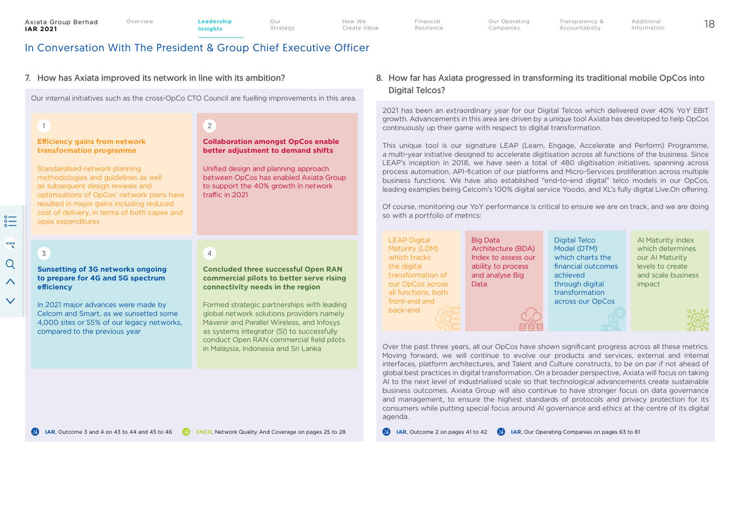# In Conversation With The President & Group Chief Executive Officer

## 7. How has Axiata improved its network in line with its ambition?

Our internal initiatives such as the cross-OpCo CTO Council are fuelling improvements in this area.

**1 Efficiency gains from network transformation programme**

Standardised network planning methodologies and guidelines as well as subsequent design reviews and optimisations of OpCos' network plans have resulted in major gains including reduced cost of delivery, in terms of both capex and opex expenditures

**2 Collaboration amongst OpCos enable better adjustment to demand shifts**

Unified design and planning approach between OpCos has enabled Axiata Group to support the 40% growth in network traffic in 2021

**3 Sunsetting of 3G networks ongoing to prepare for 4G and 5G spectrum efficiency**

In 2021 major advances were made by Celcom and Smart, as we sunsetted some 4,000 sites or 55% of our legacy networks, compared to the previous year

**4 Concluded three successful Open RAN commercial pilots to better serve rising connectivity needs in the region**

Formed strategic partnerships with leading global network solutions providers namely Mavenir and Parallel Wireless, and Infosys as systems integrator (SI) to successfully conduct Open RAN commercial field pilots in Malaysia, Indonesia and Sri Lanka

**IAR**, Outcome 3 and 4 on 43 to 44 and 45 to 46 **SNCR**, Network Quality And Coverage on pages 25 to 28

## 8. How far has Axiata progressed in transforming its traditional mobile OpCos into Digital Telcos?

2021 has been an extraordinary year for our Digital Telcos which delivered over 40% YoY EBIT growth. Advancements in this area are driven by a unique tool Axiata has developed to help OpCos continuously up their game with respect to digital transformation.

This unique tool is our signature LEAP (Learn, Engage, Accelerate and Perform) Programme, a multi-year initiative designed to accelerate digitisation across all functions of the business. Since LEAP's inception in 2018, we have seen a total of 480 digitisation initiatives, spanning across process automation, API-fication of our platforms and Micro-Services proliferation across multiple business functions. We have also established "end-to-end digital" telco models in our OpCos, leading examples being Celcom's 100% digital service Yoodo, and XL's fully digital Live.On offering.

Of course, monitoring our YoY performance is critical to ensure we are on track, and we are doing so with a portfolio of metrics:

- LEAP Digital Maturity (LDM) which tracks the digital transformation of our OpCos across all functions, both front-end and back-end
- Big Data Architecture (BDA) Index to assess our ability to process and analyse Big Data
- Digital Telco Model (DTM) which charts the financial outcomes achieved through digital transformation across our OpCos
- AI Maturity Index which determines our AI Maturity levels to create and scale business impact

Over the past three years, all our OpCos have shown significant progress across all these metrics. Moving forward, we will continue to evolve our products and services, external and internal interfaces, platform architectures, and Talent and Culture constructs, to be on par if not ahead of global best practices in digital transformation. On a broader perspective, Axiata will focus on taking AI to the next level of industrialised scale so that technological advancements create sustainable business outcomes. Axiata Group will also continue to have stronger focus on data governance and management, to ensure the highest standards of protocols and privacy protection for its consumers while putting special focus around AI governance and ethics at the centre of its digital agenda.

**IAR**, Outcome 2 on pages 41 to 42 **IAR**, Our Operating Companies on pages 63 to 81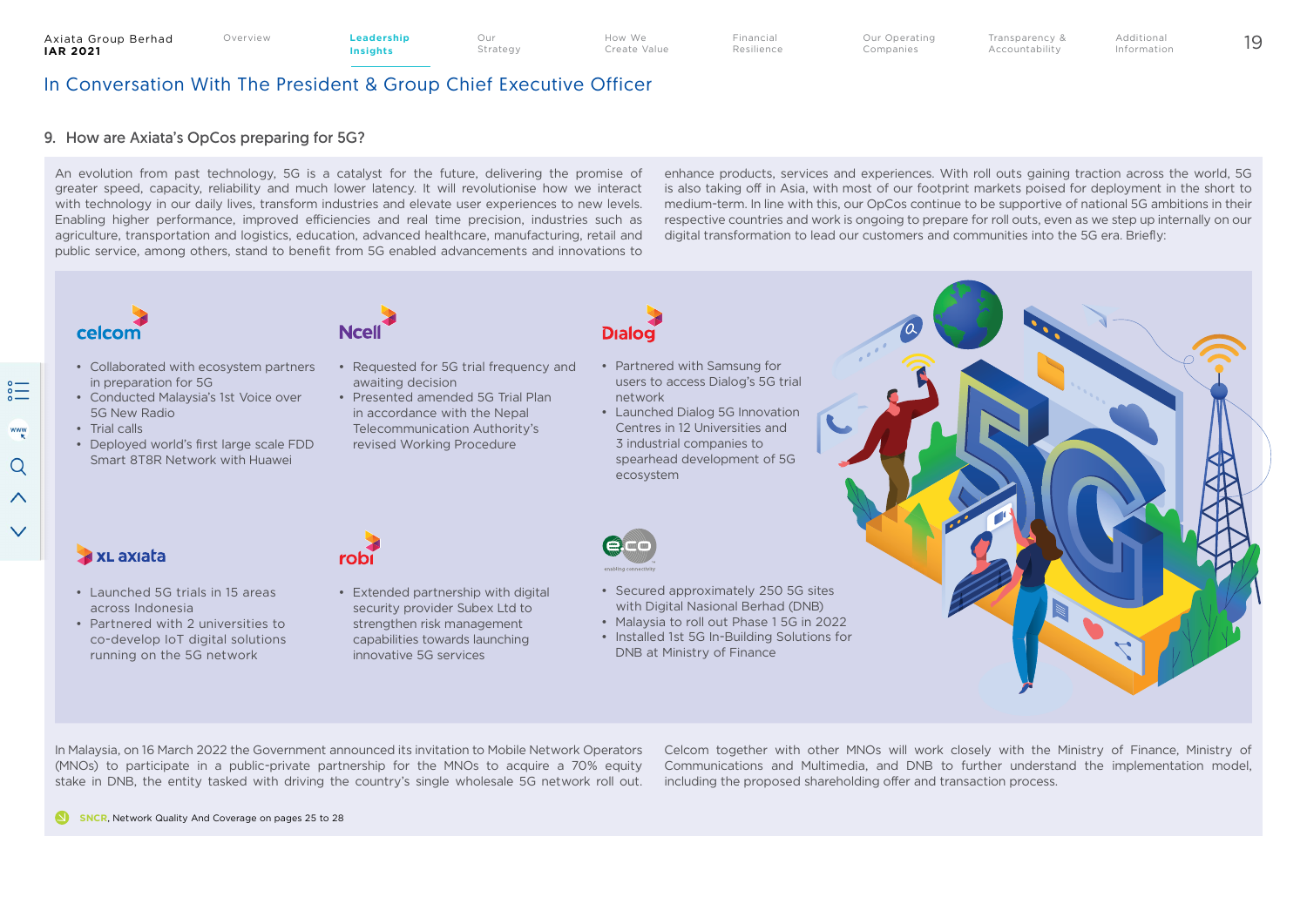# In Conversation With The President & Group Chief Executive Officer

## 9. How are Axiata's OpCos preparing for 5G?

An evolution from past technology, 5G is a catalyst for the future, delivering the promise of greater speed, capacity, reliability and much lower latency. It will revolutionise how we interact with technology in our daily lives, transform industries and elevate user experiences to new levels. Enabling higher performance, improved efficiencies and real time precision, industries such as agriculture, transportation and logistics, education, advanced healthcare, manufacturing, retail and public service, among others, stand to benefit from 5G enabled advancements and innovations to enhance products, services and experiences. With roll outs gaining traction across the world, 5G is also taking off in Asia, with most of our footprint markets poised for deployment in the short to medium-term. In line with this, our OpCos continue to be supportive of national 5G ambitions in their respective countries and work is ongoing to prepare for roll outs, even as we step up internally on our digital transformation to lead our customers and communities into the 5G era. Briefly:

**celcom**

- Collaborated with ecosystem partners in preparation for 5G
- Conducted Malaysia's 1st Voice over 5G New Radio
- Trial calls
- Deployed world's first large scale FDD Smart 8T8R Network with Huawei

**Ncell**

- Requested for 5G trial frequency and awaiting decision
- Presented amended 5G Trial Plan in accordance with the Nepal Telecommunication Authority's revised Working Procedure

**Dialog**

- Partnered with Samsung for users to access Dialog's 5G trial network
- Launched Dialog 5G Innovation Centres in 12 Universities and 3 industrial companies to spearhead development of 5G ecosystem

**XL axiata**

- Launched 5G trials in 15 areas across Indonesia
- Partnered with 2 universities to co-develop IoT digital solutions running on the 5G network

**robi**

- Extended partnership with digital security provider Subex Ltd to strengthen risk management capabilities towards launching innovative 5G services

**edotco**

- Secured approximately 250 5G sites with Digital Nasional Berhad (DNB)
- Malaysia to roll out Phase 1 5G in 2022
- Installed 1st 5G In-Building Solutions for DNB at Ministry of Finance

In Malaysia, on 16 March 2022 the Government announced its invitation to Mobile Network Operators (MNOs) to participate in a public-private partnership for the MNOs to acquire a 70% equity stake in DNB, the entity tasked with driving the country's single wholesale 5G network roll out. Celcom together with other MNOs will work closely with the Ministry of Finance, Ministry of Communications and Multimedia, and DNB to further understand the implementation model, including the proposed shareholding offer and transaction process.

SNCR, Network Quality And Coverage on pages 25 to 28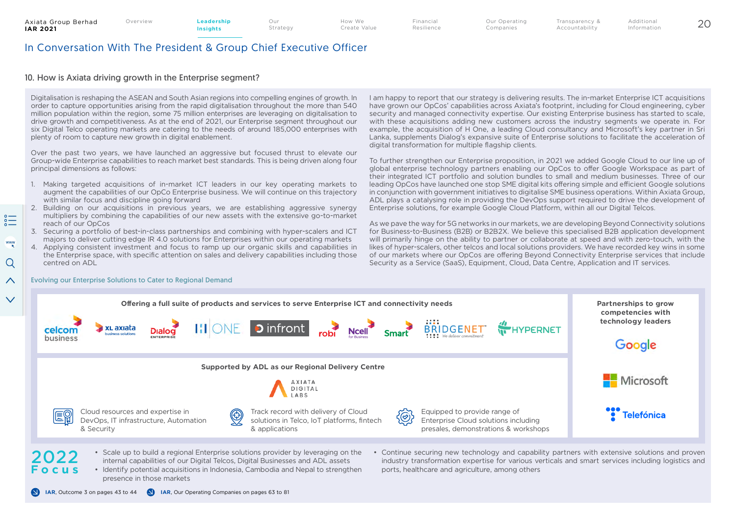## In Conversation With The President & Group Chief Executive Officer

### 10. How is Axiata driving growth in the Enterprise segment?

Digitalisation is reshaping the ASEAN and South Asian regions into compelling engines of growth. In order to capture opportunities arising from the rapid digitalisation throughout the more than 540 million population within the region, some 75 million enterprises are leveraging on digitalisation to drive growth and competitiveness. As at the end of 2021, our Enterprise segment throughout our six Digital Telco operating markets are catering to the needs of around 185,000 enterprises with plenty of room to capture new growth in digital enablement.

Over the past two years, we have launched an aggressive but focused thrust to elevate our Group-wide Enterprise capabilities to reach market best standards. This is being driven along four principal dimensions as follows:

1. Making targeted acquisitions of in-market ICT leaders in our key operating markets to augment the capabilities of our OpCo Enterprise business. We will continue on this trajectory with similar focus and discipline going forward
2. Building on our acquisitions in previous years, we are establishing aggressive synergy multipliers by combining the capabilities of our new assets with the extensive go-to-market reach of our OpCos
3. Securing a portfolio of best-in-class partnerships and combining with hyper-scalers and ICT majors to deliver cutting edge IR 4.0 solutions for Enterprises within our operating markets
4. Applying consistent investment and focus to ramp up our organic skills and capabilities in the Enterprise space, with specific attention on sales and delivery capabilities including those centred on ADL

I am happy to report that our strategy is delivering results. The in-market Enterprise ICT acquisitions have grown our OpCos' capabilities across Axiata's footprint, including for Cloud engineering, cyber security and managed connectivity expertise. Our existing Enterprise business has started to scale, with these acquisitions adding new customers across the industry segments we operate in. For example, the acquisition of H One, a leading Cloud consultancy and Microsoft's key partner in Sri Lanka, supplements Dialog's expansive suite of Enterprise solutions to facilitate the acceleration of digital transformation for multiple flagship clients.

To further strengthen our Enterprise proposition, in 2021 we added Google Cloud to our line up of global enterprise technology partners enabling our OpCos to offer Google Workspace as part of their integrated ICT portfolio and solution bundles to small and medium businesses. Three of our leading OpCos have launched one stop SME digital kits offering simple and efficient Google solutions in conjunction with government initiatives to digitalise SME business operations. Within Axiata Group, ADL plays a catalysing role in providing the DevOps support required to drive the development of Enterprise solutions, for example Google Cloud Platform, within all our Digital Telcos.

As we pave the way for 5G networks in our markets, we are developing Beyond Connectivity solutions for Business-to-Business (B2B) or B2B2X. We believe this specialised B2B application development will primarily hinge on the ability to partner or collaborate at speed and with zero-touch, with the likes of hyper-scalers, other telcos and local solutions providers. We have recorded key wins in some of our markets where our OpCos are offering Beyond Connectivity Enterprise services that include Security as a Service (SaaS), Equipment, Cloud, Data Centre, Application and IT services.

#### Evolving our Enterprise Solutions to Cater to Regional Demand

**Offering a full suite of products and services to serve Enterprise ICT and connectivity needs**

celcom business · XL axiata business solutions · Dialog Enterprise · H One · infront · robi · Ncell for Business · Smart · BRIDGENET · HYPERNET

**Supported by ADL as our Regional Delivery Centre**

Axiata Digital Labs

- Cloud resources and expertise in DevOps, IT infrastructure, Automation & Security
- Track record with delivery of Cloud solutions in Telco, IoT platforms, fintech & applications
- Equipped to provide range of Enterprise Cloud solutions including presales, demonstrations & workshops

**Partnerships to grow competences with technology leaders**

Google · Microsoft · Telefónica

**2022 Focus**

- Scale up to build a regional Enterprise solutions provider by leveraging on the internal capabilities of our Digital Telcos, Digital Businesses and ADL assets
- Identify potential acquisitions in Indonesia, Cambodia and Nepal to strengthen presence in those markets
- Continue securing new technology and capability partners with extensive solutions and proven industry transformation expertise for various verticals and smart services including logistics and ports, healthcare and agriculture, among others

**IAR**, Outcome 3 on pages 43 to 44 · **IAR**, Our Operating Companies on pages 63 to 81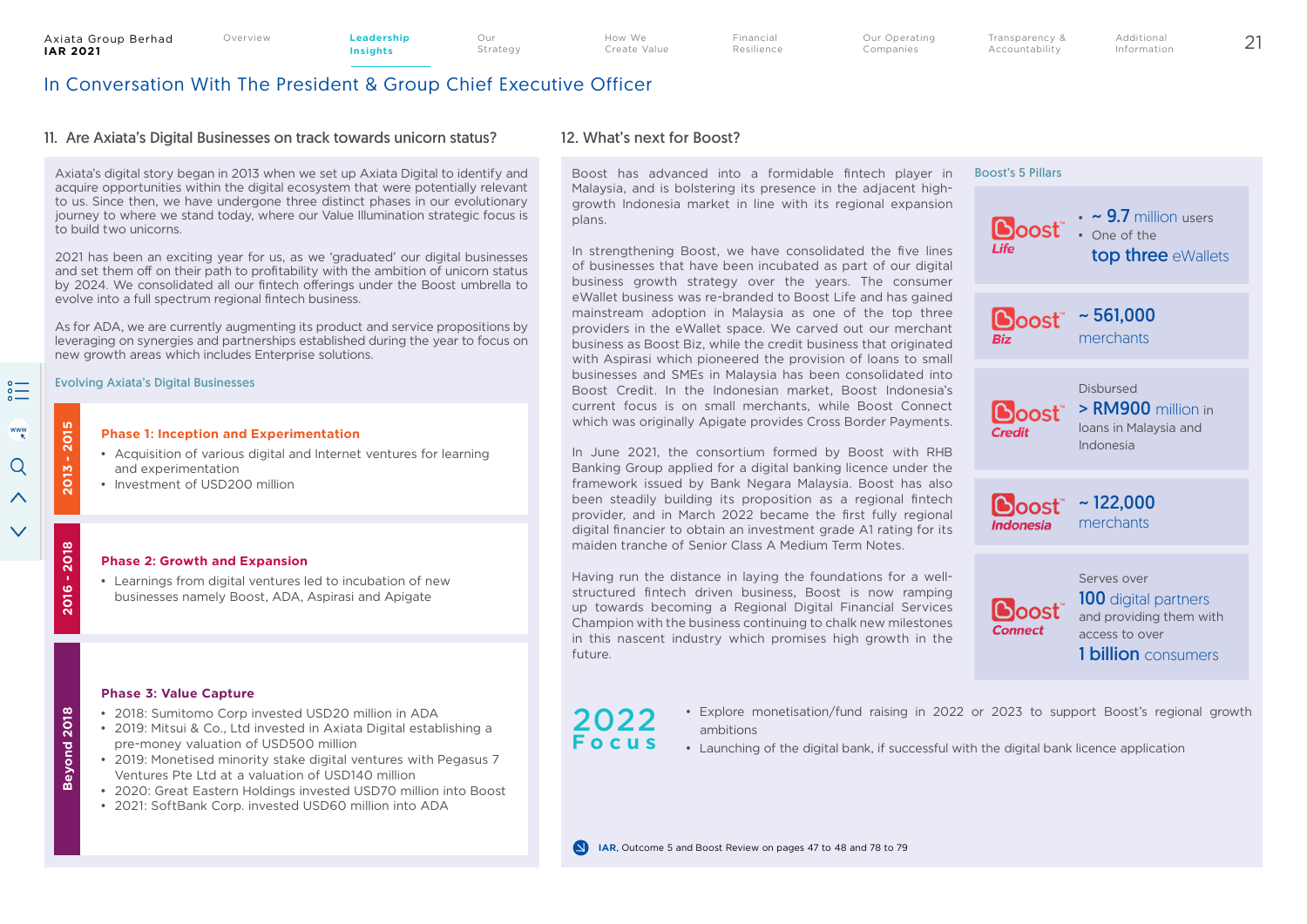# In Conversation With The President & Group Chief Executive Officer

## 11. Are Axiata's Digital Businesses on track towards unicorn status?

Axiata's digital story began in 2013 when we set up Axiata Digital to identify and acquire opportunities within the digital ecosystem that were potentially relevant to us. Since then, we have undergone three distinct phases in our evolutionary journey to where we stand today, where our Value Illumination strategic focus is to build two unicorns.

2021 has been an exciting year for us, as we 'graduated' our digital businesses and set them off on their path to profitability with the ambition of unicorn status by 2024. We consolidated all our fintech offerings under the Boost umbrella to evolve into a full spectrum regional fintech business.

As for ADA, we are currently augmenting its product and service propositions by leveraging on synergies and partnerships established during the year to focus on new growth areas which includes Enterprise solutions.

### Evolving Axiata's Digital Businesses

**2013 - 2015**

**Phase 1: Inception and Experimentation**

- Acquisition of various digital and Internet ventures for learning and experimentation
- Investment of USD200 million

**2016 - 2018**

**Phase 2: Growth and Expansion**

- Learnings from digital ventures led to incubation of new businesses namely Boost, ADA, Aspirasi and Apigate

**Beyond 2018**

**Phase 3: Value Capture**

- 2018: Sumitomo Corp invested USD20 million in ADA
- 2019: Mitsui & Co., Ltd invested in Axiata Digital establishing a pre-money valuation of USD500 million
- 2019: Monetised minority stake digital ventures with Pegasus 7 Ventures Pte Ltd at a valuation of USD140 million
- 2020: Great Eastern Holdings invested USD70 million into Boost
- 2021: SoftBank Corp. invested USD60 million into ADA

## 12. What's next for Boost?

Boost has advanced into a formidable fintech player in Malaysia, and is bolstering its presence in the adjacent high-growth Indonesia market in line with its regional expansion plans.

In strengthening Boost, we have consolidated the five lines of businesses that have been incubated as part of our digital business growth strategy over the years. The consumer eWallet business was re-branded to Boost Life and has gained mainstream adoption in Malaysia as one of the top three providers in the eWallet space. We carved out our merchant business as Boost Biz, while the credit business that originated with Aspirasi which pioneered the provision of loans to small businesses and SMEs in Malaysia has been consolidated into Boost Credit. In the Indonesian market, Boost Indonesia's current focus is on small merchants, while Boost Connect which was originally Apigate provides Cross Border Payments.

In June 2021, the consortium formed by Boost with RHB Banking Group applied for a digital banking licence under the framework issued by Bank Negara Malaysia. Boost has also been steadily building its proposition as a regional fintech provider, and in March 2022 became the first fully regional digital financier to obtain an investment grade A1 rating for its maiden tranche of Senior Class A Medium Term Notes.

Having run the distance in laying the foundations for a well-structured fintech driven business, Boost is now ramping up towards becoming a Regional Digital Financial Services Champion with the business continuing to chalk new milestones in this nascent industry which promises high growth in the future.

### Boost's 5 Pillars

**Boost Life**
- ~ 9.7 million users
- One of the top three eWallets

**Boost Biz**
~ 561,000 merchants

**Boost Credit**
Disbursed > RM900 million in loans in Malaysia and Indonesia

**Boost Indonesia**
~ 122,000 merchants

**Boost Connect**
Serves over 100 digital partners and providing them with access to over 1 billion consumers

### 2022 Focus

- Explore monetisation/fund raising in 2022 or 2023 to support Boost's regional growth ambitions
- Launching of the digital bank, if successful with the digital bank licence application

**IAR**, Outcome 5 and Boost Review on pages 47 to 48 and 78 to 79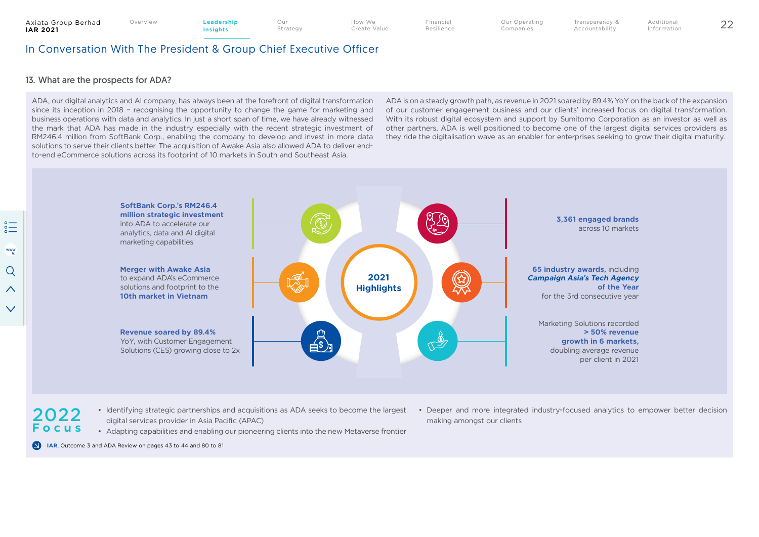## In Conversation With The President & Group Chief Executive Officer

### 13. What are the prospects for ADA?

ADA, our digital analytics and AI company, has always been at the forefront of digital transformation since its inception in 2018 – recognising the opportunity to change the game for marketing and business operations with data and analytics. In just a short span of time, we have already witnessed the mark that ADA has made in the industry especially with the recent strategic investment of RM246.4 million from SoftBank Corp., enabling the company to develop and invest in more data solutions to serve their clients better. The acquisition of Awake Asia also allowed ADA to deliver end-to-end eCommerce solutions across its footprint of 10 markets in South and Southeast Asia.

ADA is on a steady growth path, as revenue in 2021 soared by 89.4% YoY on the back of the expansion of our customer engagement business and our clients' increased focus on digital transformation. With its robust digital ecosystem and support by Sumitomo Corporation as an investor as well as other partners, ADA is well positioned to become one of the largest digital services providers as they ride the digitalisation wave as an enabler for enterprises seeking to grow their digital maturity.

**2021 Highlights**

- **SoftBank Corp.'s RM246.4 million strategic investment** into ADA to accelerate our analytics, data and AI digital marketing capabilities
- **Merger with Awake Asia** to expand ADA's eCommerce solutions and footprint to the **10th market in Vietnam**
- **Revenue soared by 89.4%** YoY, with Customer Engagement Solutions (CES) growing close to 2x
- **3,361 engaged brands** across 10 markets
- **65 industry awards,** including ***Campaign Asia's Tech Agency of the Year*** for the 3rd consecutive year
- Marketing Solutions recorded **> 50% revenue growth in 6 markets,** doubling average revenue per client in 2021

**2022 Focus**

- Identifying strategic partnerships and acquisitions as ADA seeks to become the largest digital services provider in Asia Pacific (APAC)
- Adapting capabilities and enabling our pioneering clients into the new Metaverse frontier
- Deeper and more integrated industry-focused analytics to empower better decision making amongst our clients

**IAR**, Outcome 3 and ADA Review on pages 43 to 44 and 80 to 81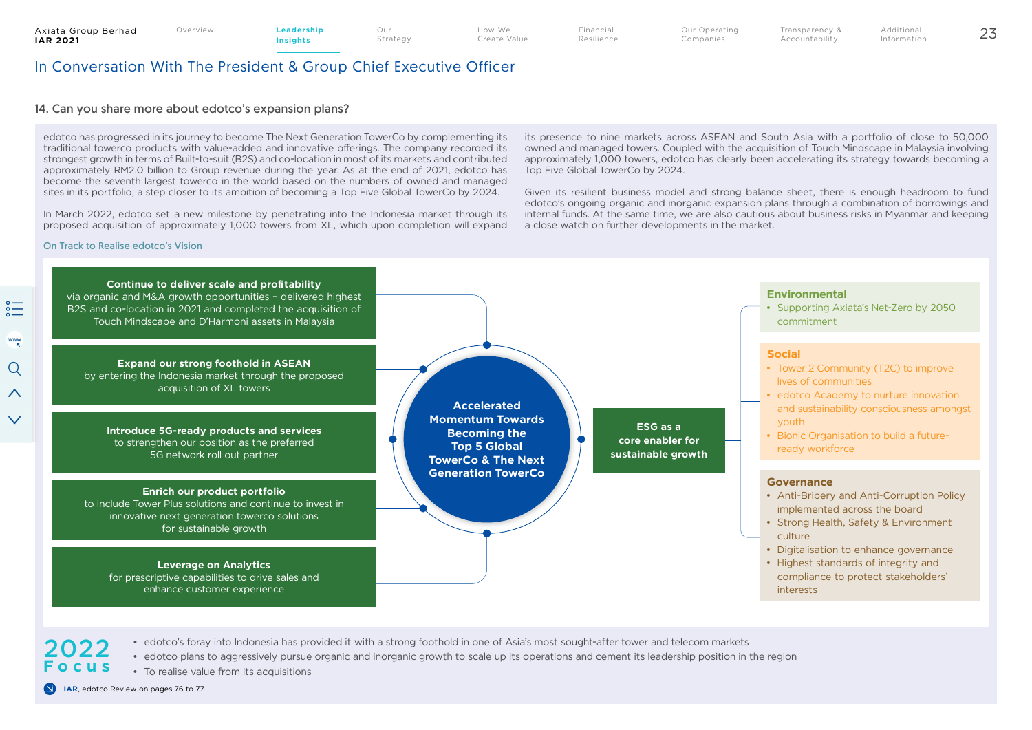## In Conversation With The President & Group Chief Executive Officer

### 14. Can you share more about edotco's expansion plans?

edotco has progressed in its journey to become The Next Generation TowerCo by complementing its traditional towerco products with value-added and innovative offerings. The company recorded its strongest growth in terms of Built-to-suit (B2S) and co-location in most of its markets and contributed approximately RM2.0 billion to Group revenue during the year. As at the end of 2021, edotco has become the seventh largest towerco in the world based on the numbers of owned and managed sites in its portfolio, a step closer to its ambition of becoming a Top Five Global TowerCo by 2024.

In March 2022, edotco set a new milestone by penetrating into the Indonesia market through its proposed acquisition of approximately 1,000 towers from XL, which upon completion will expand its presence to nine markets across ASEAN and South Asia with a portfolio of close to 50,000 owned and managed towers. Coupled with the acquisition of Touch Mindscape in Malaysia involving approximately 1,000 towers, edotco has clearly been accelerating its strategy towards becoming a Top Five Global TowerCo by 2024.

Given its resilient business model and strong balance sheet, there is enough headroom to fund edotco's ongoing organic and inorganic expansion plans through a combination of borrowings and internal funds. At the same time, we are also cautious about business risks in Myanmar and keeping a close watch on further developments in the market.

#### On Track to Realise edotco's Vision

**Continue to deliver scale and profitability**
via organic and M&A growth opportunities – delivered highest B2S and co-location in 2021 and completed the acquisition of Touch Mindscape and D'Harmoni assets in Malaysia

**Expand our strong foothold in ASEAN**
by entering the Indonesia market through the proposed acquisition of XL towers

**Introduce 5G-ready products and services**
to strengthen our position as the preferred 5G network roll out partner

**Enrich our product portfolio**
to include Tower Plus solutions and continue to invest in innovative next generation towerco solutions for sustainable growth

**Leverage on Analytics**
for prescriptive capabilities to drive sales and enhance customer experience

**Accelerated Momentum Towards Becoming the Top 5 Global TowerCo & The Next Generation TowerCo**

**ESG as a core enabler for sustainable growth**

**Environmental**
- Supporting Axiata's Net-Zero by 2050 commitment

**Social**
- Tower 2 Community (T2C) to improve lives of communities
- edotco Academy to nurture innovation and sustainability consciousness amongst youth
- Bionic Organisation to build a future-ready workforce

**Governance**
- Anti-Bribery and Anti-Corruption Policy implemented across the board
- Strong Health, Safety & Environment culture
- Digitalisation to enhance governance
- Highest standards of integrity and compliance to protect stakeholders' interests

**2022 Focus**
- edotco's foray into Indonesia has provided it with a strong foothold in one of Asia's most sought-after tower and telecom markets
- edotco plans to aggressively pursue organic and inorganic growth to scale up its operations and cement its leadership position in the region
- To realise value from its acquisitions

**IAR**, edotco Review on pages 76 to 77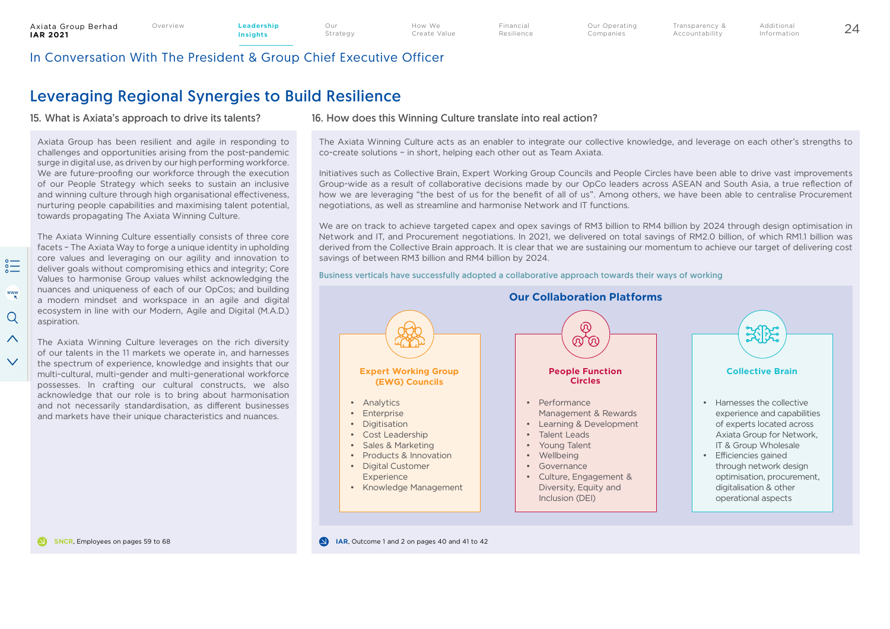## In Conversation With The President & Group Chief Executive Officer

# Leveraging Regional Synergies to Build Resilience

### 15. What is Axiata's approach to drive its talents?

Axiata Group has been resilient and agile in responding to challenges and opportunities arising from the post-pandemic surge in digital use, as driven by our high performing workforce. We are future-proofing our workforce through the execution of our People Strategy which seeks to sustain an inclusive and winning culture through high organisational effectiveness, nurturing people capabilities and maximising talent potential, towards propagating The Axiata Winning Culture.

The Axiata Winning Culture essentially consists of three core facets – The Axiata Way to forge a unique identity in upholding core values and leveraging on our agility and innovation to deliver goals without compromising ethics and integrity; Core Values to harmonise Group values whilst acknowledging the nuances and uniqueness of each of our OpCos; and building a modern mindset and workspace in an agile and digital ecosystem in line with our Modern, Agile and Digital (M.A.D.) aspiration.

The Axiata Winning Culture leverages on the rich diversity of our talents in the 11 markets we operate in, and harnesses the spectrum of experience, knowledge and insights that our multi-cultural, multi-gender and multi-generational workforce possesses. In crafting our cultural constructs, we also acknowledge that our role is to bring about harmonisation and not necessarily standardisation, as different businesses and markets have their unique characteristics and nuances.

**SNCR**, Employees on pages 59 to 68

### 16. How does this Winning Culture translate into real action?

The Axiata Winning Culture acts as an enabler to integrate our collective knowledge, and leverage on each other's strengths to co-create solutions – in short, helping each other out as Team Axiata.

Initiatives such as Collective Brain, Expert Working Group Councils and People Circles have been able to drive vast improvements Group-wide as a result of collaborative decisions made by our OpCo leaders across ASEAN and South Asia, a true reflection of how we are leveraging "the best of us for the benefit of all of us". Among others, we have been able to centralise Procurement negotiations, as well as streamline and harmonise Network and IT functions.

We are on track to achieve targeted capex and opex savings of RM3 billion to RM4 billion by 2024 through design optimisation in Network and IT, and Procurement negotiations. In 2021, we delivered on total savings of RM2.0 billion, of which RM1.1 billion was derived from the Collective Brain approach. It is clear that we are sustaining our momentum to achieve our target of delivering cost savings of between RM3 billion and RM4 billion by 2024.

Business verticals have successfully adopted a collaborative approach towards their ways of working

#### Our Collaboration Platforms

**Expert Working Group (EWG) Councils**

- Analytics
- Enterprise
- Digitisation
- Cost Leadership
- Sales & Marketing
- Products & Innovation
- Digital Customer Experience
- Knowledge Management

**People Function Circles**

- Performance Management & Rewards
- Learning & Development
- Talent Leads
- Young Talent
- Wellbeing
- Governance
- Culture, Engagement & Diversity, Equity and Inclusion (DEI)

**Collective Brain**

- Harnesses the collective experience and capabilities of experts located across Axiata Group for Network, IT & Group Wholesale
- Efficiencies gained through network design optimisation, procurement, digitalisation & other operational aspects

**IAR**, Outcome 1 and 2 on pages 40 and 41 to 42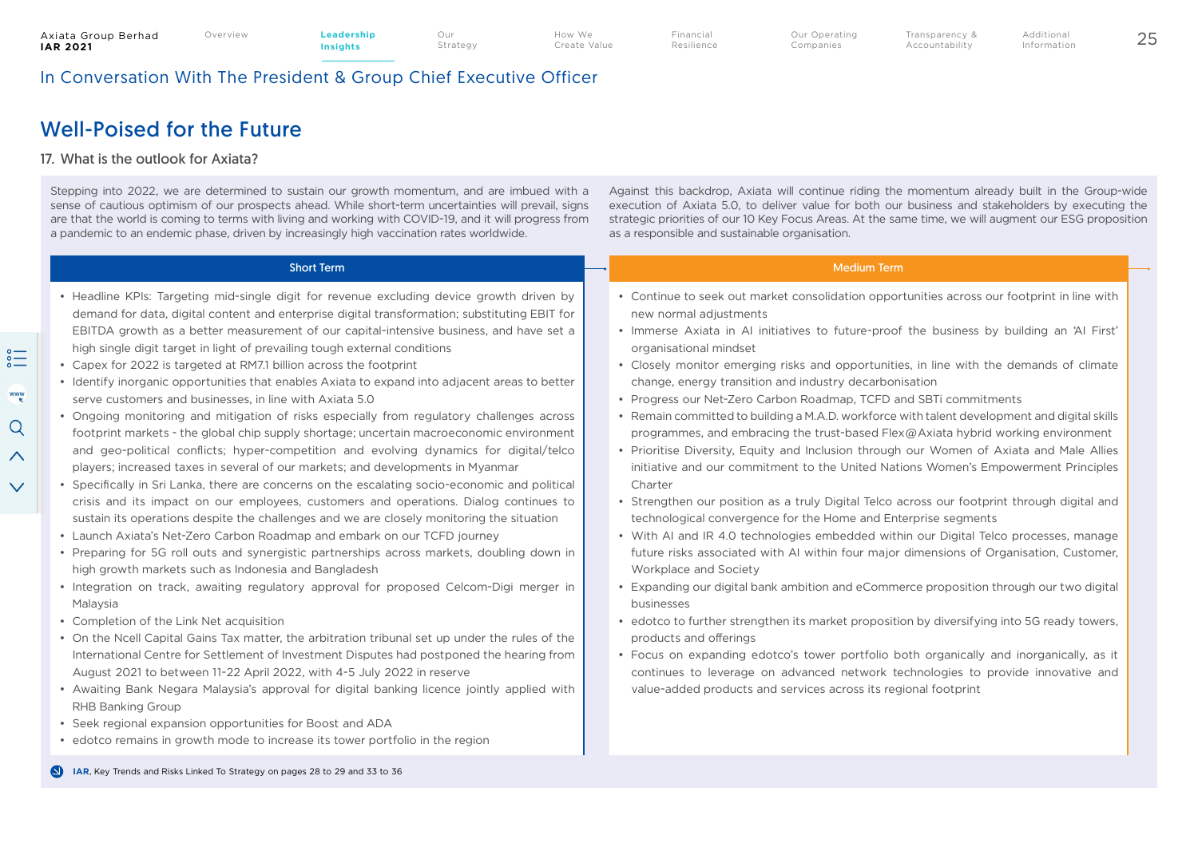## In Conversation With The President & Group Chief Executive Officer

# Well-Poised for the Future

### 17. What is the outlook for Axiata?

Stepping into 2022, we are determined to sustain our growth momentum, and are imbued with a sense of cautious optimism of our prospects ahead. While short-term uncertainties will prevail, signs are that the world is coming to terms with living and working with COVID-19, and it will progress from a pandemic to an endemic phase, driven by increasingly high vaccination rates worldwide.

Against this backdrop, Axiata will continue riding the momentum already built in the Group-wide execution of Axiata 5.0, to deliver value for both our business and stakeholders by executing the strategic priorities of our 10 Key Focus Areas. At the same time, we will augment our ESG proposition as a responsible and sustainable organisation.

#### Short Term

- Headline KPIs: Targeting mid-single digit for revenue excluding device growth driven by demand for data, digital content and enterprise digital transformation; substituting EBIT for EBITDA growth as a better measurement of our capital-intensive business, and have set a high single digit target in light of prevailing tough external conditions
- Capex for 2022 is targeted at RM7.1 billion across the footprint
- Identify inorganic opportunities that enables Axiata to expand into adjacent areas to better serve customers and businesses, in line with Axiata 5.0
- Ongoing monitoring and mitigation of risks especially from regulatory challenges across footprint markets - the global chip supply shortage; uncertain macroeconomic environment and geo-political conflicts; hyper-competition and evolving dynamics for digital/telco players; increased taxes in several of our markets; and developments in Myanmar
- Specifically in Sri Lanka, there are concerns on the escalating socio-economic and political crisis and its impact on our employees, customers and operations. Dialog continues to sustain its operations despite the challenges and we are closely monitoring the situation
- Launch Axiata's Net-Zero Carbon Roadmap and embark on our TCFD journey
- Preparing for 5G roll outs and synergistic partnerships across markets, doubling down in high growth markets such as Indonesia and Bangladesh
- Integration on track, awaiting regulatory approval for proposed Celcom-Digi merger in Malaysia
- Completion of the Link Net acquisition
- On the Ncell Capital Gains Tax matter, the arbitration tribunal set up under the rules of the International Centre for Settlement of Investment Disputes had postponed the hearing from August 2021 to between 11-22 April 2022, with 4-5 July 2022 in reserve
- Awaiting Bank Negara Malaysia's approval for digital banking licence jointly applied with RHB Banking Group
- Seek regional expansion opportunities for Boost and ADA
- edotco remains in growth mode to increase its tower portfolio in the region

#### Medium Term

- Continue to seek out market consolidation opportunities across our footprint in line with new normal adjustments
- Immerse Axiata in AI initiatives to future-proof the business by building an 'AI First' organisational mindset
- Closely monitor emerging risks and opportunities, in line with the demands of climate change, energy transition and industry decarbonisation
- Progress our Net-Zero Carbon Roadmap, TCFD and SBTi commitments
- Remain committed to building a M.A.D. workforce with talent development and digital skills programmes, and embracing the trust-based Flex@Axiata hybrid working environment
- Prioritise Diversity, Equity and Inclusion through our Women of Axiata and Male Allies initiative and our commitment to the United Nations Women's Empowerment Principles Charter
- Strengthen our position as a truly Digital Telco across our footprint through digital and technological convergence for the Home and Enterprise segments
- With AI and IR 4.0 technologies embedded within our Digital Telco processes, manage future risks associated with AI within four major dimensions of Organisation, Customer, Workplace and Society
- Expanding our digital bank ambition and eCommerce proposition through our two digital businesses
- edotco to further strengthen its market proposition by diversifying into 5G ready towers, products and offerings
- Focus on expanding edotco's tower portfolio both organically and inorganically, as it continues to leverage on advanced network technologies to provide innovative and value-added products and services across its regional footprint

**IAR**, Key Trends and Risks Linked To Strategy on pages 28 to 29 and 33 to 36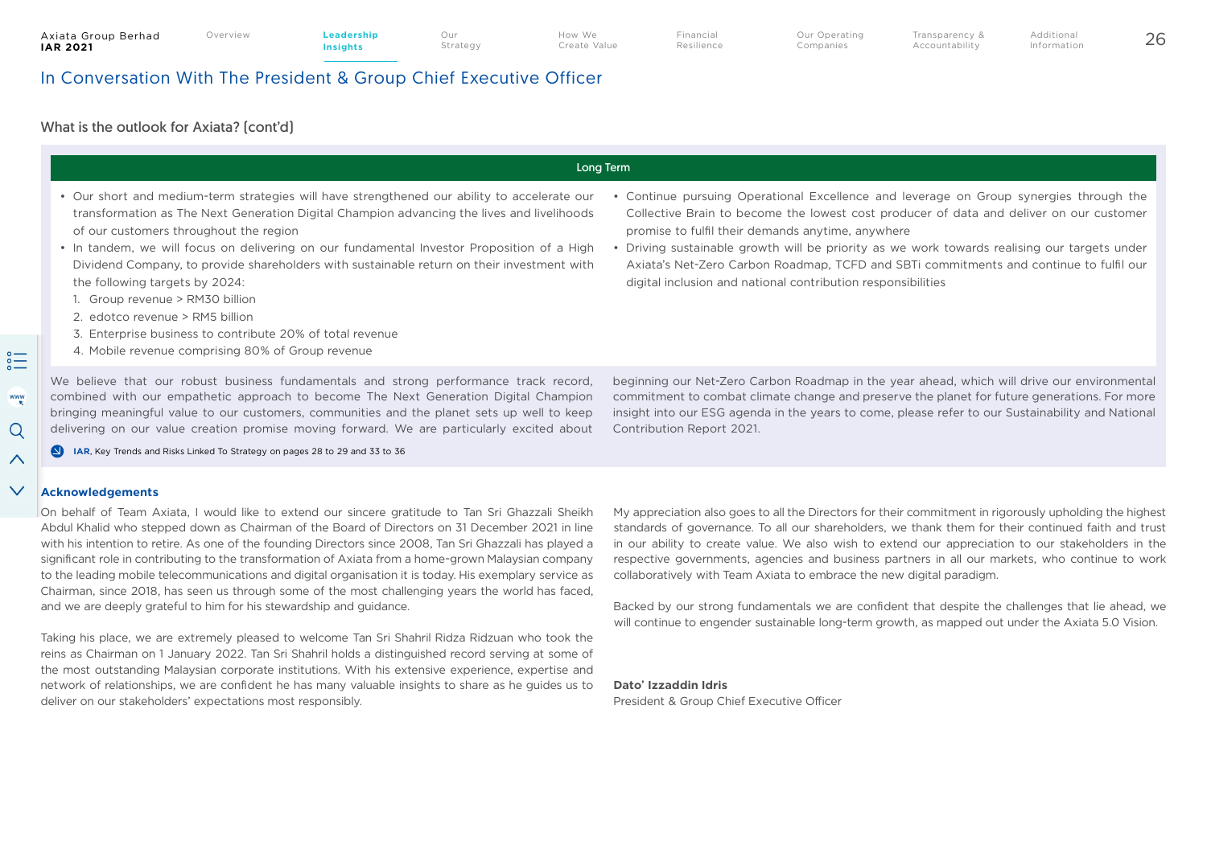## In Conversation With The President & Group Chief Executive Officer

### What is the outlook for Axiata? (cont'd)

**Long Term**

- Our short and medium-term strategies will have strengthened our ability to accelerate our transformation as The Next Generation Digital Champion advancing the lives and livelihoods of our customers throughout the region
- In tandem, we will focus on delivering on our fundamental Investor Proposition of a High Dividend Company, to provide shareholders with sustainable return on their investment with the following targets by 2024:
  1. Group revenue > RM30 billion
  2. edotco revenue > RM5 billion
  3. Enterprise business to contribute 20% of total revenue
  4. Mobile revenue comprising 80% of Group revenue
- Continue pursuing Operational Excellence and leverage on Group synergies through the Collective Brain to become the lowest cost producer of data and deliver on our customer promise to fulfil their demands anytime, anywhere
- Driving sustainable growth will be priority as we work towards realising our targets under Axiata's Net-Zero Carbon Roadmap, TCFD and SBTi commitments and continue to fulfil our digital inclusion and national contribution responsibilities

We believe that our robust business fundamentals and strong performance track record, combined with our empathetic approach to become The Next Generation Digital Champion bringing meaningful value to our customers, communities and the planet sets up well to keep delivering on our value creation promise moving forward. We are particularly excited about beginning our Net-Zero Carbon Roadmap in the year ahead, which will drive our environmental commitment to combat climate change and preserve the planet for future generations. For more insight into our ESG agenda in the years to come, please refer to our Sustainability and National Contribution Report 2021.

**IAR**, Key Trends and Risks Linked To Strategy on pages 28 to 29 and 33 to 36

### Acknowledgements

On behalf of Team Axiata, I would like to extend our sincere gratitude to Tan Sri Ghazzali Sheikh Abdul Khalid who stepped down as Chairman of the Board of Directors on 31 December 2021 in line with his intention to retire. As one of the founding Directors since 2008, Tan Sri Ghazzali has played a significant role in contributing to the transformation of Axiata from a home-grown Malaysian company to the leading mobile telecommunications and digital organisation it is today. His exemplary service as Chairman, since 2018, has seen us through some of the most challenging years the world has faced, and we are deeply grateful to him for his stewardship and guidance.

Taking his place, we are extremely pleased to welcome Tan Sri Shahril Ridza Ridzuan who took the reins as Chairman on 1 January 2022. Tan Sri Shahril holds a distinguished record serving at some of the most outstanding Malaysian corporate institutions. With his extensive experience, expertise and network of relationships, we are confident he has many valuable insights to share as he guides us to deliver on our stakeholders' expectations most responsibly.

My appreciation also goes to all the Directors for their commitment in rigorously upholding the highest standards of governance. To all our shareholders, we thank them for their continued faith and trust in our ability to create value. We also wish to extend our appreciation to our stakeholders in the respective governments, agencies and business partners in all our markets, who continue to work collaboratively with Team Axiata to embrace the new digital paradigm.

Backed by our strong fundamentals we are confident that despite the challenges that lie ahead, we will continue to engender sustainable long-term growth, as mapped out under the Axiata 5.0 Vision.

**Dato' Izzaddin Idris**
President & Group Chief Executive Officer